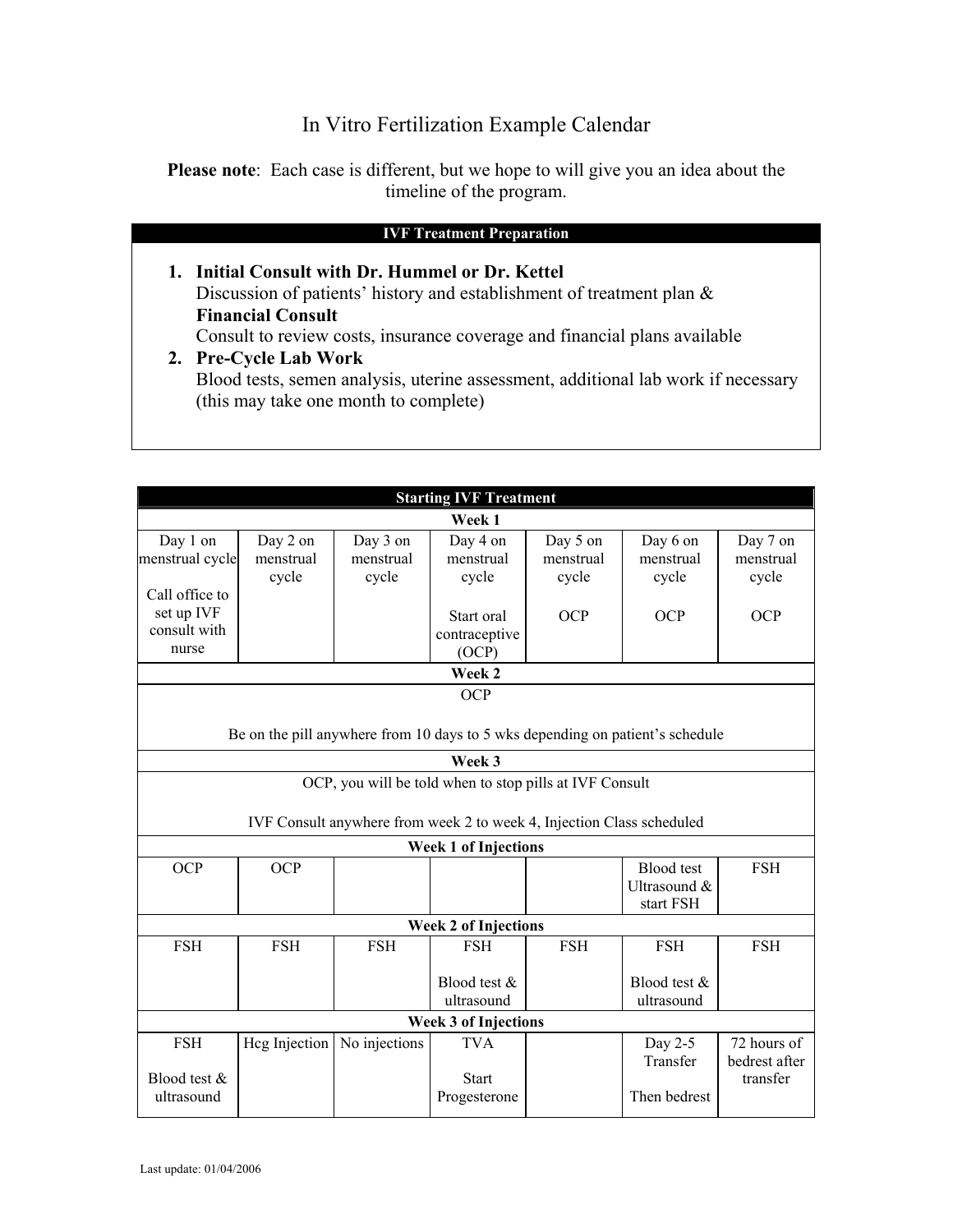# In Vitro Fertilization Example Calendar

**Please note**: Each case is different, but we hope to will give you an idea about the timeline of the program.

| IVF Treatment Preparation |
|---|
| 1. **Initial Consult with Dr. Hummel or Dr. Kettel**<br>Discussion of patients' history and establishment of treatment plan &<br>**Financial Consult**<br>Consult to review costs, insurance coverage and financial plans available<br>2. **Pre-Cycle Lab Work**<br>Blood tests, semen analysis, uterine assessment, additional lab work if necessary (this may take one month to complete) |

| Starting IVF Treatment | | | | | | |
|---|---|---|---|---|---|---|
| **Week 1** | | | | | | |
| Day 1 on menstrual cycle<br><br>Call office to set up IVF consult with nurse | Day 2 on menstrual cycle | Day 3 on menstrual cycle | Day 4 on menstrual cycle<br><br>Start oral contraceptive (OCP) | Day 5 on menstrual cycle<br><br>OCP | Day 6 on menstrual cycle<br><br>OCP | Day 7 on menstrual cycle<br><br>OCP |
| **Week 2** | | | | | | |
| OCP<br><br>Be on the pill anywhere from 10 days to 5 wks depending on patient's schedule | | | | | | |
| **Week 3** | | | | | | |
| OCP, you will be told when to stop pills at IVF Consult<br><br>IVF Consult anywhere from week 2 to week 4, Injection Class scheduled | | | | | | |
| **Week 1 of Injections** | | | | | | |
| OCP | OCP | | | | Blood test Ultrasound & start FSH | FSH |
| **Week 2 of Injections** | | | | | | |
| FSH | FSH | FSH | FSH<br><br>Blood test & ultrasound | FSH | FSH<br><br>Blood test & ultrasound | FSH |
| **Week 3 of Injections** | | | | | | |
| FSH<br><br>Blood test & ultrasound | Hcg Injection | No injections | TVA<br><br>Start Progesterone | | Day 2-5 Transfer<br><br>Then bedrest | 72 hours of bedrest after transfer |

Last update: 01/04/2006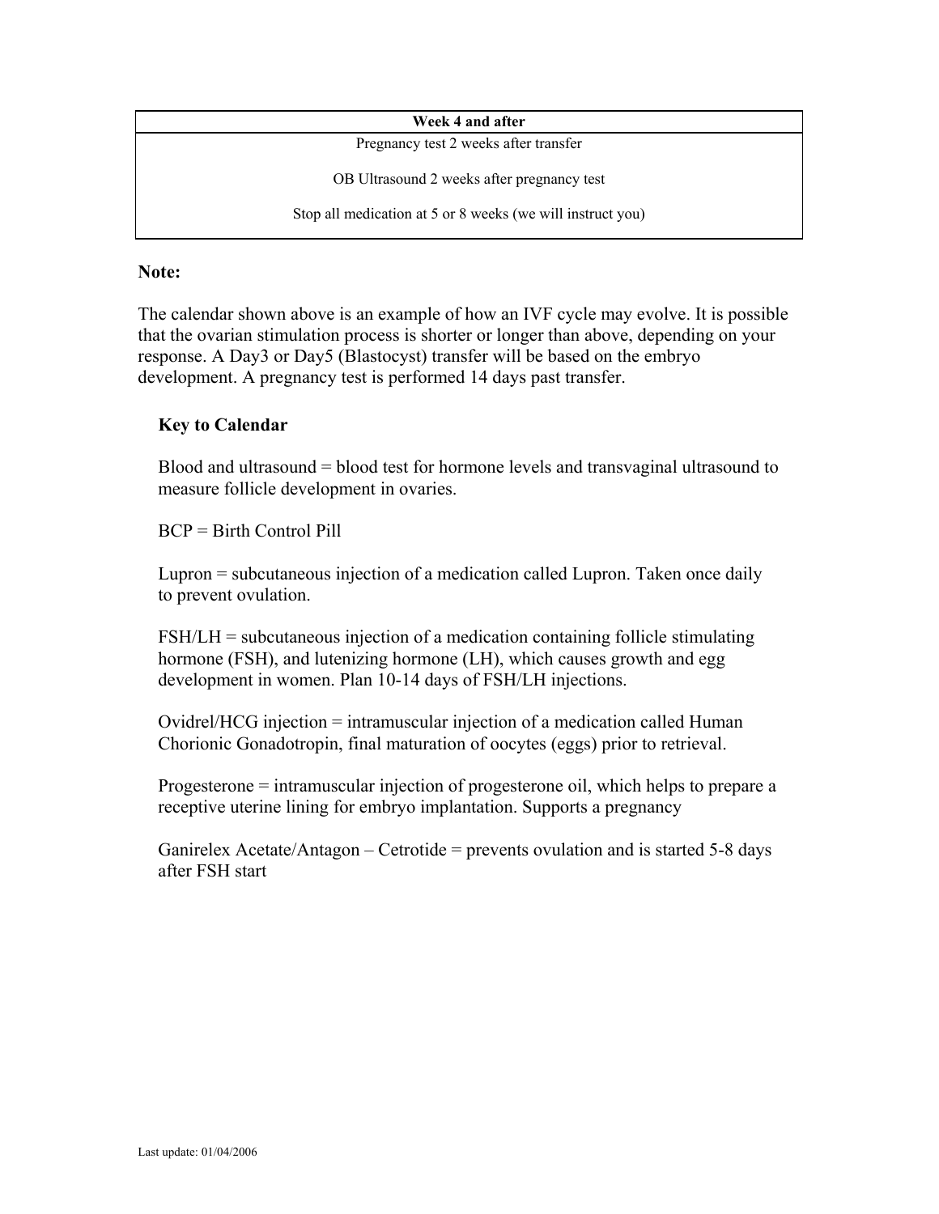| Week 4 and after |
| --- |
| Pregnancy test 2 weeks after transfer<br><br>OB Ultrasound 2 weeks after pregnancy test<br><br>Stop all medication at 5 or 8 weeks (we will instruct you) |

**Note:**

The calendar shown above is an example of how an IVF cycle may evolve. It is possible that the ovarian stimulation process is shorter or longer than above, depending on your response. A Day3 or Day5 (Blastocyst) transfer will be based on the embryo development. A pregnancy test is performed 14 days past transfer.

**Key to Calendar**

Blood and ultrasound = blood test for hormone levels and transvaginal ultrasound to measure follicle development in ovaries.

BCP = Birth Control Pill

Lupron = subcutaneous injection of a medication called Lupron. Taken once daily to prevent ovulation.

FSH/LH = subcutaneous injection of a medication containing follicle stimulating hormone (FSH), and lutenizing hormone (LH), which causes growth and egg development in women. Plan 10-14 days of FSH/LH injections.

Ovidrel/HCG injection = intramuscular injection of a medication called Human Chorionic Gonadotropin, final maturation of oocytes (eggs) prior to retrieval.

Progesterone = intramuscular injection of progesterone oil, which helps to prepare a receptive uterine lining for embryo implantation. Supports a pregnancy

Ganirelex Acetate/Antagon – Cetrotide = prevents ovulation and is started 5-8 days after FSH start

Last update: 01/04/2006